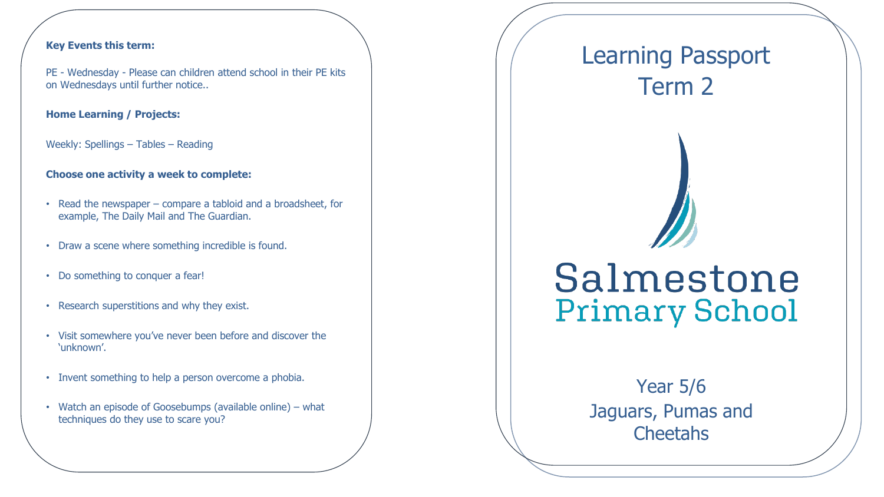**Key Events this term:**

PE - Wednesday - Please can children attend school in their PE kits on Wednesdays until further notice..

**Home Learning / Projects:**

Weekly: Spellings – Tables – Reading

**Choose one activity a week to complete:**

- Read the newspaper – compare a tabloid and a broadsheet, for example, The Daily Mail and The Guardian.
- Draw a scene where something incredible is found.
- Do something to conquer a fear!
- Research superstitions and why they exist.
- Visit somewhere you've never been before and discover the 'unknown'.
- Invent something to help a person overcome a phobia.
- Watch an episode of Goosebumps (available online) – what techniques do they use to scare you?

# Learning Passport
# Term 2

Salmestone
Primary School

Year 5/6
Jaguars, Pumas and Cheetahs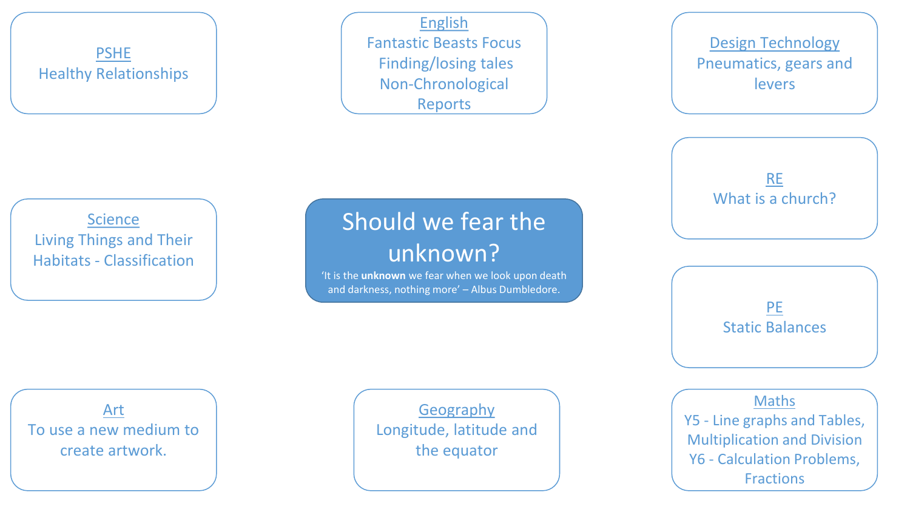# Should we fear the unknown?

'It is the **unknown** we fear when we look upon death and darkness, nothing more' – Albus Dumbledore.

## PSHE
Healthy Relationships

## English
Fantastic Beasts Focus
Finding/losing tales
Non-Chronological Reports

## Design Technology
Pneumatics, gears and levers

## RE
What is a church?

## Science
Living Things and Their Habitats - Classification

## PE
Static Balances

## Art
To use a new medium to create artwork.

## Geography
Longitude, latitude and the equator

## Maths
Y5 - Line graphs and Tables, Multiplication and Division
Y6 - Calculation Problems, Fractions